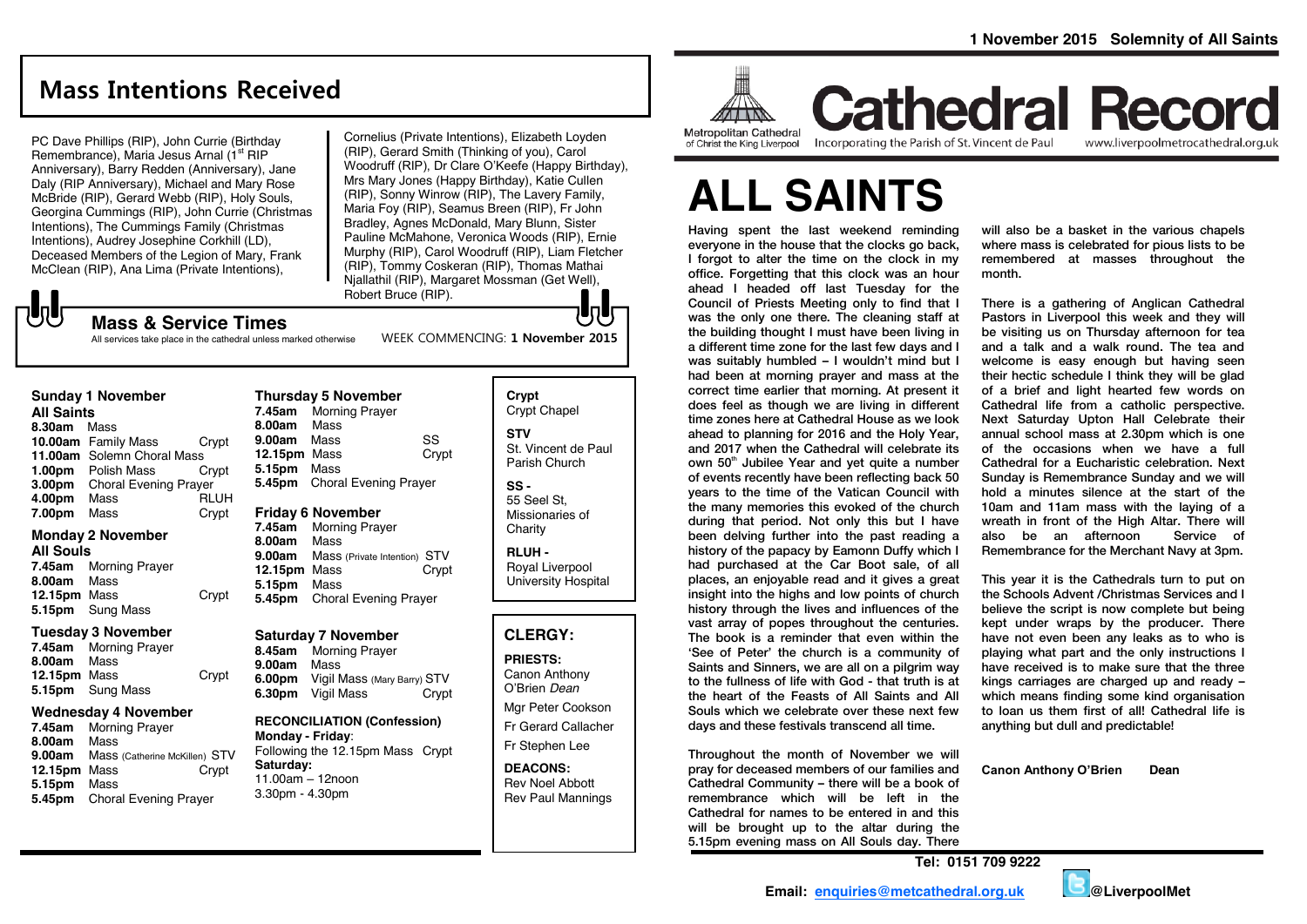# Cathedral Record

Metropolitan Cathedral of Christ the King Liverpool

Incorporating the Parish of St. Vincent de Paul

www.liverpoolmetrocathedral.org.uk

1 November 2015 Solemnity of All Saints

## Mass Intentions Received

PC Dave Phillips (RIP), John Currie (Birthday Remembrance), Maria Jesus Arnal (1st RIP Anniversary), Barry Redden (Anniversary), Jane Daly (RIP Anniversary), Michael and Mary Rose McBride (RIP), Gerard Webb (RIP), Holy Souls, Georgina Cummings (RIP), John Currie (Christmas Intentions), The Cummings Family (Christmas Intentions), Audrey Josephine Corkhill (LD), Deceased Members of the Legion of Mary, Frank McClean (RIP), Ana Lima (Private Intentions), Cornelius (Private Intentions), Elizabeth Loyden (RIP), Gerard Smith (Thinking of you), Carol Woodruff (RIP), Dr Clare O'Keefe (Happy Birthday), Mrs Mary Jones (Happy Birthday), Katie Cullen (RIP), Sonny Winrow (RIP), The Lavery Family, Maria Foy (RIP), Seamus Breen (RIP), Fr John Bradley, Agnes McDonald, Mary Blunn, Sister Pauline McMahone, Veronica Woods (RIP), Ernie Murphy (RIP), Carol Woodruff (RIP), Liam Fletcher (RIP), Tommy Coskeran (RIP), Thomas Mathai Njallathil (RIP), Margaret Mossman (Get Well), Robert Bruce (RIP).

## Mass & Service Times

All services take place in the cathedral unless marked otherwise

WEEK COMMENCING: **1 November 2015**

### Sunday 1 November
**All Saints**

| | | |
|---|---|---|
| **8.30am** | Mass | |
| **10.00am** | Family Mass | Crypt |
| **11.00am** | Solemn Choral Mass | |
| **1.00pm** | Polish Mass | Crypt |
| **3.00pm** | Choral Evening Prayer | |
| **4.00pm** | Mass | RLUH |
| **7.00pm** | Mass | Crypt |

### Monday 2 November
**All Souls**

| | | |
|---|---|---|
| **7.45am** | Morning Prayer | |
| **8.00am** | Mass | |
| **12.15pm** | Mass | Crypt |
| **5.15pm** | Sung Mass | |

### Tuesday 3 November

| | | |
|---|---|---|
| **7.45am** | Morning Prayer | |
| **8.00am** | Mass | |
| **12.15pm** | Mass | Crypt |
| **5.15pm** | Sung Mass | |

### Wednesday 4 November

| | | |
|---|---|---|
| **7.45am** | Morning Prayer | |
| **8.00am** | Mass | |
| **9.00am** | Mass (Catherine McKillen) | STV |
| **12.15pm** | Mass | Crypt |
| **5.15pm** | Mass | |
| **5.45pm** | Choral Evening Prayer | |

### Thursday 5 November

| | | |
|---|---|---|
| **7.45am** | Morning Prayer | |
| **8.00am** | Mass | |
| **9.00am** | Mass | SS |
| **12.15pm** | Mass | Crypt |
| **5.15pm** | Mass | |
| **5.45pm** | Choral Evening Prayer | |

### Friday 6 November

| | | |
|---|---|---|
| **7.45am** | Morning Prayer | |
| **8.00am** | Mass | |
| **9.00am** | Mass (Private Intention) | STV |
| **12.15pm** | Mass | Crypt |
| **5.15pm** | Mass | |
| **5.45pm** | Choral Evening Prayer | |

### Saturday 7 November

| | | |
|---|---|---|
| **8.45am** | Morning Prayer | |
| **9.00am** | Mass | |
| **6.00pm** | Vigil Mass (Mary Barry) | STV |
| **6.30pm** | Vigil Mass | Crypt |

**RECONCILIATION (Confession)**
**Monday - Friday**:
Following the 12.15pm Mass Crypt
**Saturday:**
11.00am – 12noon
3.30pm - 4.30pm

**Crypt**
Crypt Chapel

**STV**
St. Vincent de Paul Parish Church

**SS -**
55 Seel St, Missionaries of Charity

**RLUH -**
Royal Liverpool University Hospital

### CLERGY:

**PRIESTS:**
Canon Anthony O'Brien *Dean*
Mgr Peter Cookson
Fr Gerard Callacher
Fr Stephen Lee

**DEACONS:**
Rev Noel Abbott
Rev Paul Mannings

# ALL SAINTS

**Having spent the last weekend reminding everyone in the house that the clocks go back, I forgot to alter the time on the clock in my office. Forgetting that this clock was an hour ahead I headed off last Tuesday for the Council of Priests Meeting only to find that I was the only one there. The cleaning staff at the building thought I must have been living in a different time zone for the last few days and I was suitably humbled – I wouldn't mind but I had been at morning prayer and mass at the correct time earlier that morning. At present it does feel as though we are living in different time zones here at Cathedral House as we look ahead to planning for 2016 and the Holy Year, and 2017 when the Cathedral will celebrate its own 50th Jubilee Year and yet quite a number of events recently have been reflecting back 50 years to the time of the Vatican Council with the many memories this evoked of the church during that period. Not only this but I have been delving further into the past reading a history of the papacy by Eamonn Duffy which I had purchased at the Car Boot sale, of all places, an enjoyable read and it gives a great insight into the highs and low points of church history through the lives and influences of the vast array of popes throughout the centuries. The book is a reminder that even within the 'See of Peter' the church is a community of Saints and Sinners, we are all on a pilgrim way to the fullness of life with God - that truth is at the heart of the Feasts of All Saints and All Souls which we celebrate over these next few days and these festivals transcend all time.**

**Throughout the month of November we will pray for deceased members of our families and Cathedral Community – there will be a book of remembrance which will be left in the Cathedral for names to be entered in and this will be brought up to the altar during the 5.15pm evening mass on All Souls day. There will also be a basket in the various chapels where mass is celebrated for pious lists to be remembered at masses throughout the month.**

**There is a gathering of Anglican Cathedral Pastors in Liverpool this week and they will be visiting us on Thursday afternoon for tea and a talk and a walk round. The tea and welcome is easy enough but having seen their hectic schedule I think they will be glad of a brief and light hearted few words on Cathedral life from a catholic perspective. Next Saturday Upton Hall Celebrate their annual school mass at 2.30pm which is one of the occasions when we have a full Cathedral for a Eucharistic celebration. Next Sunday is Remembrance Sunday and we will hold a minutes silence at the start of the 10am and 11am mass with the laying of a wreath in front of the High Altar. There will also be an afternoon Service of Remembrance for the Merchant Navy at 3pm.**

**This year it is the Cathedrals turn to put on the Schools Advent /Christmas Services and I believe the script is now complete but being kept under wraps by the producer. There have not even been any leaks as to who is playing what part and the only instructions I have received is to make sure that the three kings carriages are charged up and ready – which means finding some kind organisation to loan us them first of all! Cathedral life is anything but dull and predictable!**

**Canon Anthony O'Brien Dean**

**Tel: 0151 709 9222**

**Email: enquiries@metcathedral.org.uk** **@LiverpoolMet**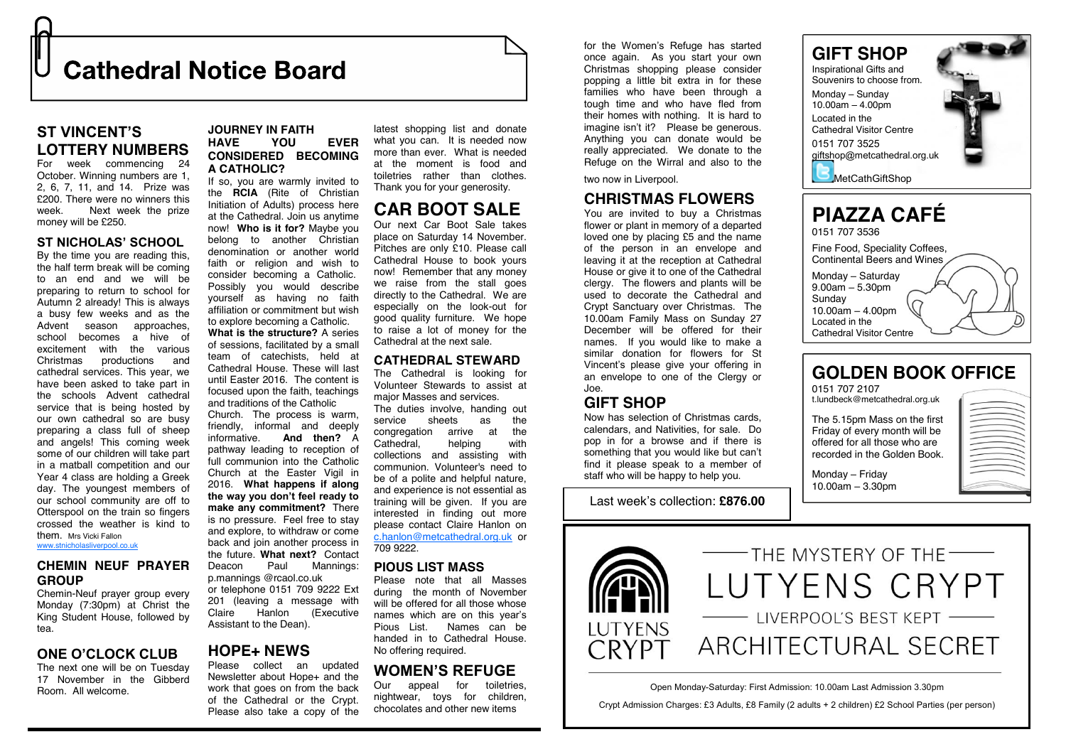# Cathedral Notice Board

## ST VINCENT'S LOTTERY NUMBERS

For week commencing 24 October. Winning numbers are 1, 2, 6, 7, 11, and 14. Prize was £200. There were no winners this week. Next week the prize money will be £250.

## ST NICHOLAS' SCHOOL

By the time you are reading this, the half term break will be coming to an end and we will be preparing to return to school for Autumn 2 already! This is always a busy few weeks and as the Advent season approaches, school becomes a hive of excitement with the various Christmas productions and cathedral services. This year, we have been asked to take part in the schools Advent cathedral service that is being hosted by our own cathedral so are busy preparing a class full of sheep and angels! This coming week some of our children will take part in a matball competition and our Year 4 class are holding a Greek day. The youngest members of our school community are off to Otterspool on the train so fingers crossed the weather is kind to them. Mrs Vicki Fallon
www.stnicholasliverpool.co.uk

## CHEMIN NEUF PRAYER GROUP

Chemin-Neuf prayer group every Monday (7:30pm) at Christ the King Student House, followed by tea.

## ONE O'CLOCK CLUB

The next one will be on Tuesday 17 November in the Gibberd Room. All welcome.

## JOURNEY IN FAITH HAVE YOU EVER CONSIDERED BECOMING A CATHOLIC?

If so, you are warmly invited to the **RCIA** (Rite of Christian Initiation of Adults) process here at the Cathedral. Join us anytime now! **Who is it for?** Maybe you belong to another Christian denomination or another world faith or religion and wish to consider becoming a Catholic. Possibly you would describe yourself as having no faith affiliation or commitment but wish to explore becoming a Catholic.
**What is the structure?** A series of sessions, facilitated by a small team of catechists, held at Cathedral House. These will last until Easter 2016. The content is focused upon the faith, teachings and traditions of the Catholic Church. The process is warm, friendly, informal and deeply informative. **And then?** A pathway leading to reception of full communion into the Catholic Church at the Easter Vigil in 2016. **What happens if along the way you don't feel ready to make any commitment?** There is no pressure. Feel free to stay and explore, to withdraw or come back and join another process in the future. **What next?** Contact Deacon Paul Mannings: p.mannings @rcaol.co.uk or telephone 0151 709 9222 Ext 201 (leaving a message with Claire Hanlon (Executive Assistant to the Dean).

## HOPE+ NEWS

Please collect an updated Newsletter about Hope+ and the work that goes on from the back of the Cathedral or the Crypt. Please also take a copy of the latest shopping list and donate what you can. It is needed now more than ever. What is needed at the moment is food and toiletries rather than clothes. Thank you for your generosity.

## CAR BOOT SALE

Our next Car Boot Sale takes place on Saturday 14 November. Pitches are only £10. Please call Cathedral House to book yours now! Remember that any money we raise from the stall goes directly to the Cathedral. We are especially on the look-out for good quality furniture. We hope to raise a lot of money for the Cathedral at the next sale.

## CATHEDRAL STEWARD

The Cathedral is looking for Volunteer Stewards to assist at major Masses and services.
The duties involve, handing out service sheets as the congregation arrive at the Cathedral, helping with collections and assisting with communion. Volunteer's need to be of a polite and helpful nature, and experience is not essential as training will be given. If you are interested in finding out more please contact Claire Hanlon on c.hanlon@metcathedral.org.uk or 709 9222.

## PIOUS LIST MASS

Please note that all Masses during the month of November will be offered for all those whose names which are on this year's Pious List. Names can be handed in to Cathedral House. No offering required.

## WOMEN'S REFUGE

Our appeal for toiletries, nightwear, toys for children, chocolates and other new items for the Women's Refuge has started once again. As you start your own Christmas shopping please consider popping a little bit extra in for these families who have been through a tough time and who have fled from their homes with nothing. It is hard to imagine isn't it? Please be generous. Anything you can donate would be really appreciated. We donate to the Refuge on the Wirral and also to the two now in Liverpool.

## CHRISTMAS FLOWERS

You are invited to buy a Christmas flower or plant in memory of a departed loved one by placing £5 and the name of the person in an envelope and leaving it at the reception at Cathedral House or give it to one of the Cathedral clergy. The flowers and plants will be used to decorate the Cathedral and Crypt Sanctuary over Christmas. The 10.00am Family Mass on Sunday 27 December will be offered for their names. If you would like to make a similar donation for flowers for St Vincent's please give your offering in an envelope to one of the Clergy or Joe.

## GIFT SHOP

Now has selection of Christmas cards, calendars, and Nativities, for sale. Do pop in for a browse and if there is something that you would like but can't find it please speak to a member of staff who will be happy to help you.

Last week's collection: **£876.00**

## GIFT SHOP

Inspirational Gifts and Souvenirs to choose from.

Monday – Sunday
10.00am – 4.00pm

Located in the Cathedral Visitor Centre

0151 707 3525
giftshop@metcathedral.org.uk

MetCathGiftShop

## PIAZZA CAFÉ

0151 707 3536

Fine Food, Speciality Coffees, Continental Beers and Wines

Monday – Saturday
9.00am – 5.30pm
Sunday
10.00am – 4.00pm
Located in the Cathedral Visitor Centre

## GOLDEN BOOK OFFICE

0151 707 2107
t.lundbeck@metcathedral.org.uk

The 5.15pm Mass on the first Friday of every month will be offered for all those who are recorded in the Golden Book.

Monday – Friday
10.00am – 3.30pm

## THE MYSTERY OF THE LUTYENS CRYPT

LUTYENS CRYPT

LIVERPOOL'S BEST KEPT ARCHITECTURAL SECRET

Open Monday-Saturday: First Admission: 10.00am Last Admission 3.30pm

Crypt Admission Charges: £3 Adults, £8 Family (2 adults + 2 children) £2 School Parties (per person)